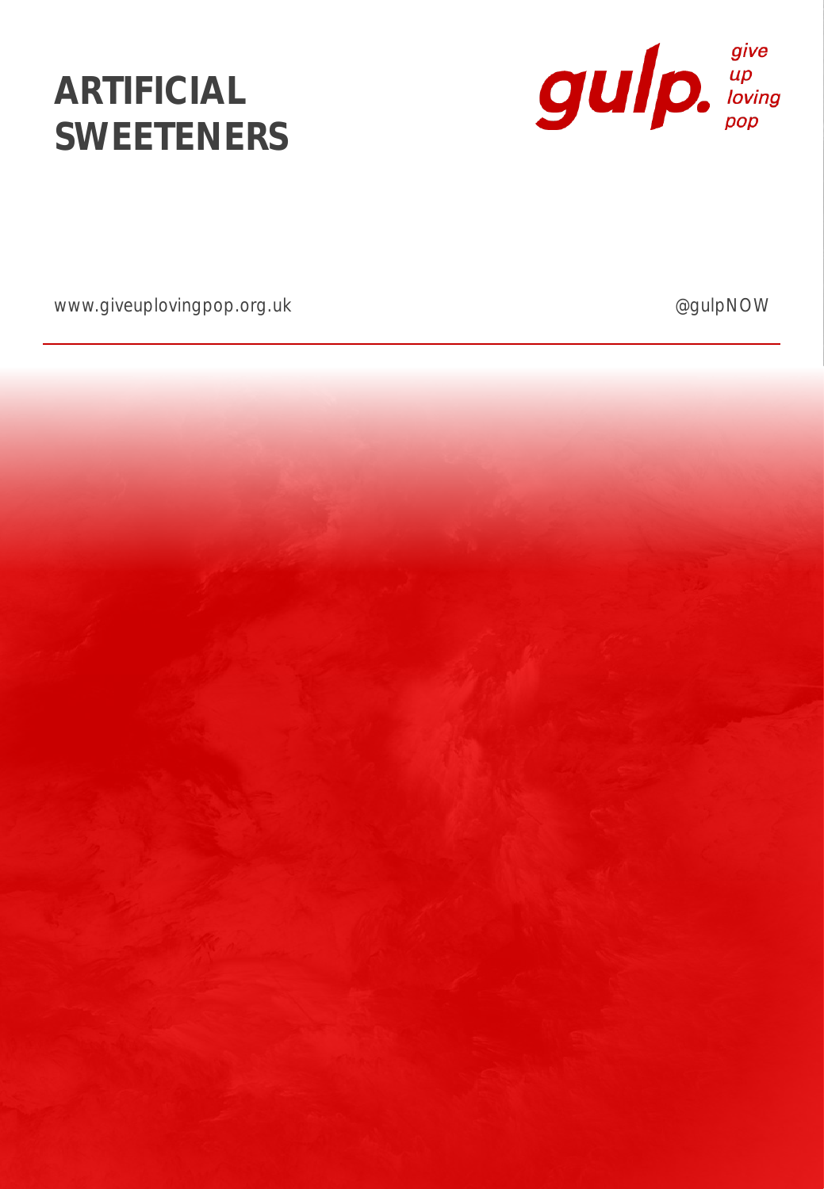# ARTIFICIAL SWEETENERS

gulp. *give up loving pop*

www.giveuplovingpop.org.uk

@gulpNOW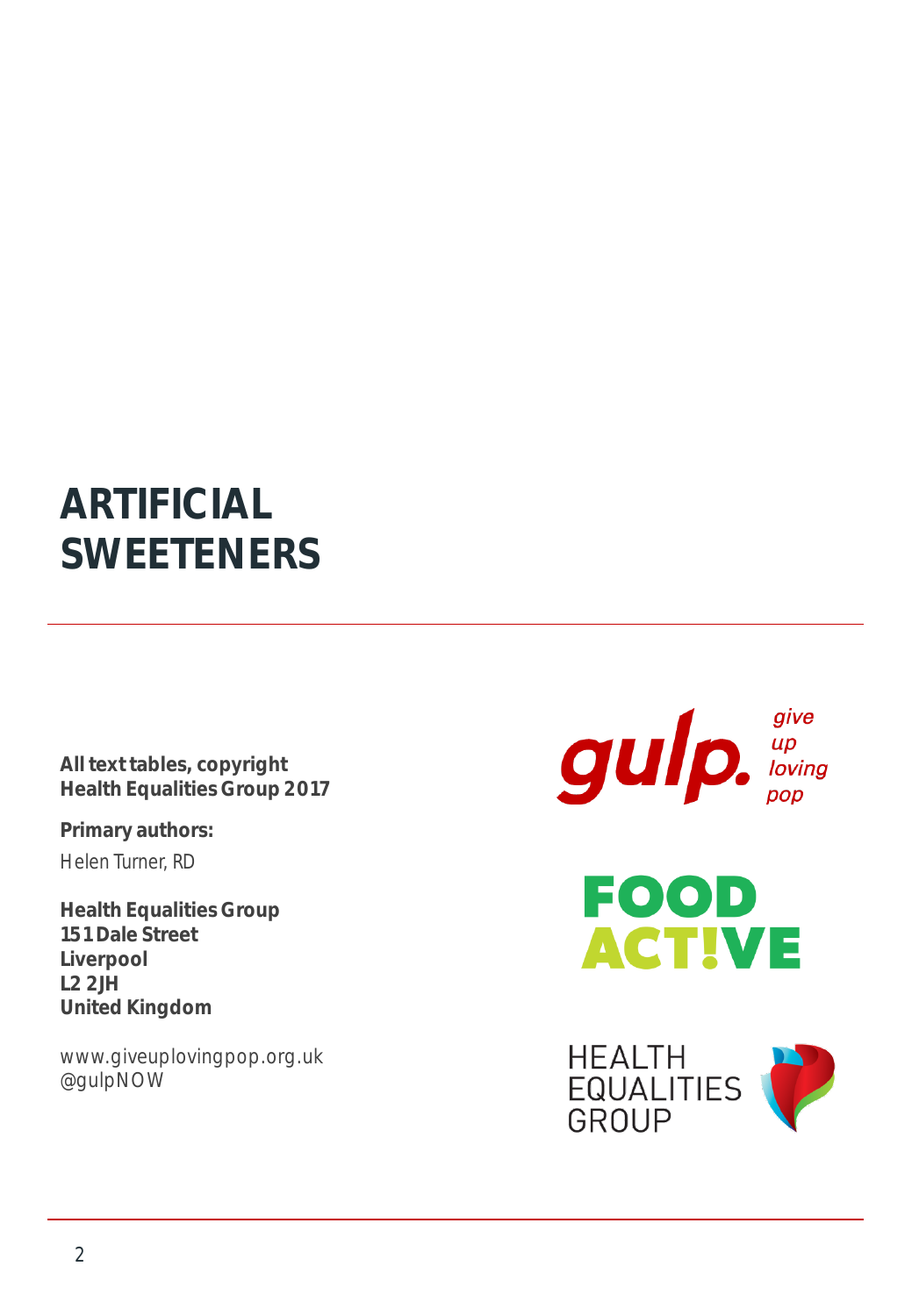# ARTIFICIAL SWEETENERS

**All text tables, copyright**
**Health Equalities Group 2017**

**Primary authors:**
Helen Turner, RD

**Health Equalities Group**
**151 Dale Street**
**Liverpool**
**L2 2JH**
**United Kingdom**

www.giveuplovingpop.org.uk
@gulpNOW

gulp. give up loving pop

FOOD ACT!VE

HEALTH EQUALITIES GROUP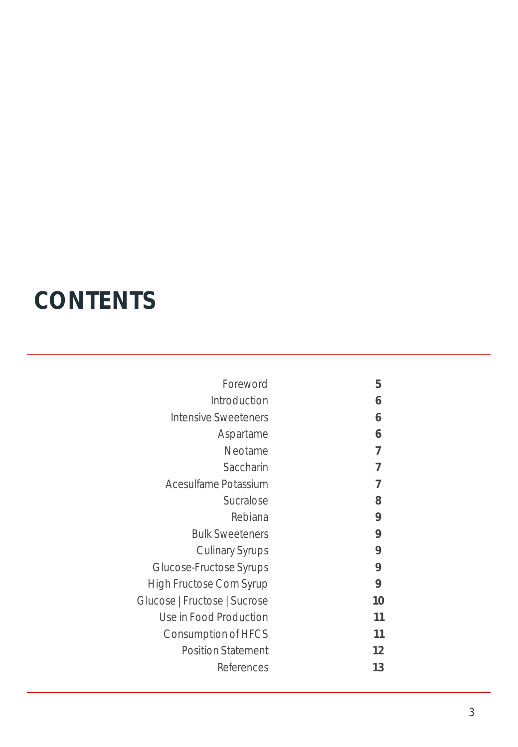# CONTENTS

| | |
|---|---|
| Foreword | **5** |
| Introduction | **6** |
| Intensive Sweeteners | **6** |
| Aspartame | **6** |
| Neotame | **7** |
| Saccharin | **7** |
| Acesulfame Potassium | **7** |
| Sucralose | **8** |
| Rebiana | **9** |
| Bulk Sweeteners | **9** |
| Culinary Syrups | **9** |
| Glucose-Fructose Syrups | **9** |
| High Fructose Corn Syrup | **9** |
| Glucose \| Fructose \| Sucrose | **10** |
| Use in Food Production | **11** |
| Consumption of HFCS | **11** |
| Position Statement | **12** |
| References | **13** |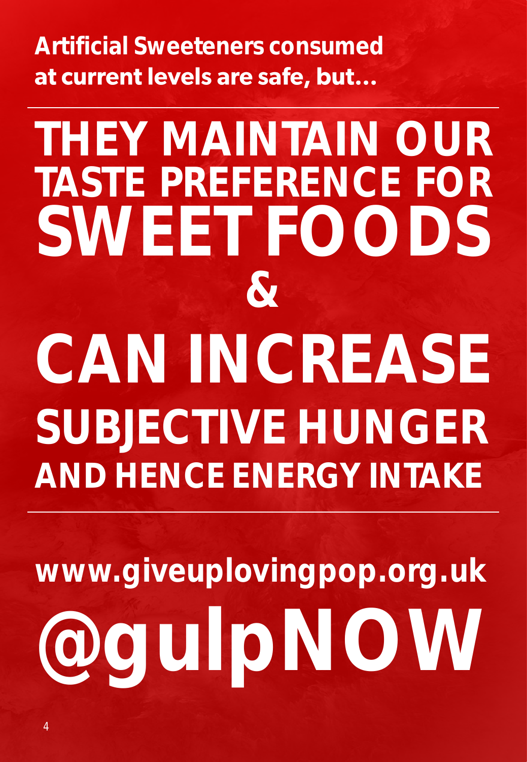**Artificial Sweeteners consumed at current levels are safe, but…**

---

# THEY MAINTAIN OUR TASTE PREFERENCE FOR SWEET FOODS

# &

# CAN INCREASE SUBJECTIVE HUNGER AND HENCE ENERGY INTAKE

---

**www.giveuplovingpop.org.uk**

# @gulpNOW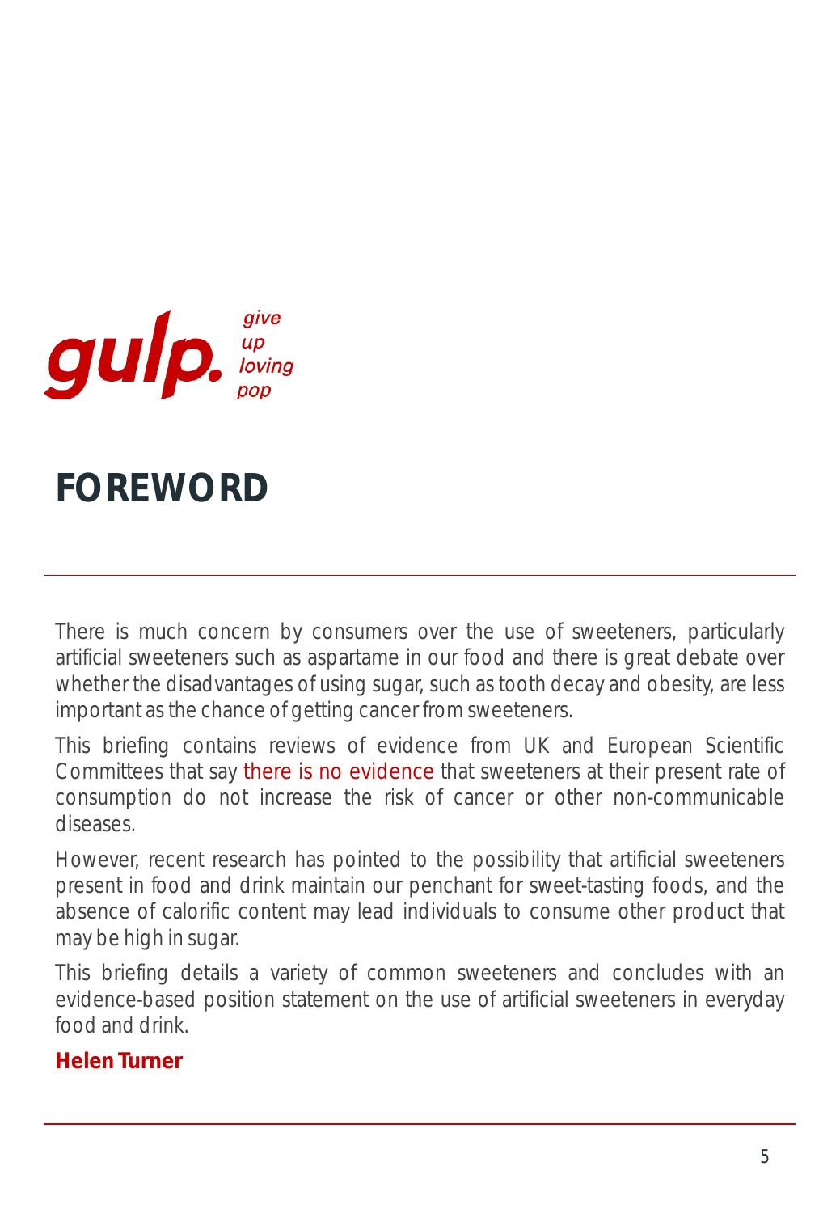gulp. *give up loving pop*

# FOREWORD

There is much concern by consumers over the use of sweeteners, particularly artificial sweeteners such as aspartame in our food and there is great debate over whether the disadvantages of using sugar, such as tooth decay and obesity, are less important as the chance of getting cancer from sweeteners.

This briefing contains reviews of evidence from UK and European Scientific Committees that say there is no evidence that sweeteners at their present rate of consumption do not increase the risk of cancer or other non-communicable diseases.

However, recent research has pointed to the possibility that artificial sweeteners present in food and drink maintain our penchant for sweet-tasting foods, and the absence of calorific content may lead individuals to consume other product that may be high in sugar.

This briefing details a variety of common sweeteners and concludes with an evidence-based position statement on the use of artificial sweeteners in everyday food and drink.

**Helen Turner**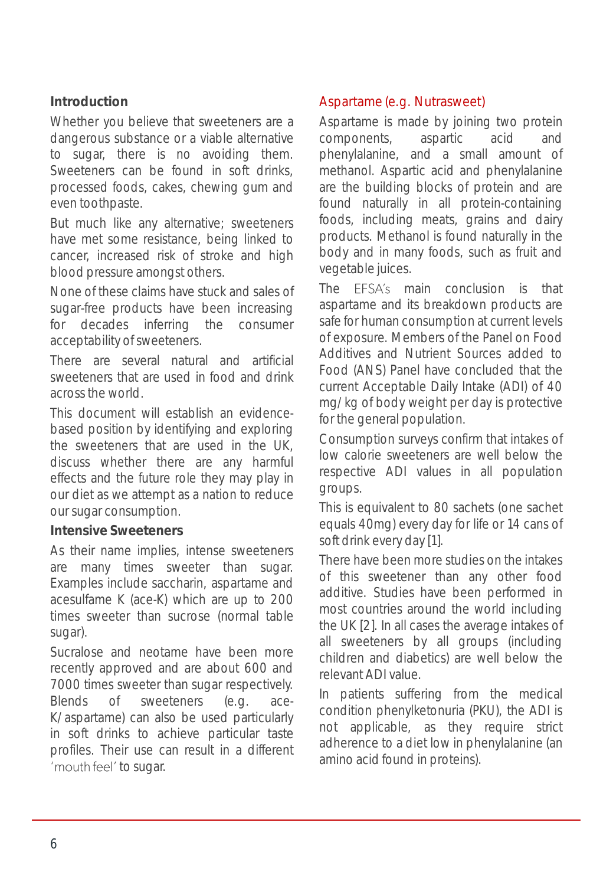## Introduction

Whether you believe that sweeteners are a dangerous substance or a viable alternative to sugar, there is no avoiding them. Sweeteners can be found in soft drinks, processed foods, cakes, chewing gum and even toothpaste.

But much like any alternative; sweeteners have met some resistance, being linked to cancer, increased risk of stroke and high blood pressure amongst others.

None of these claims have stuck and sales of sugar-free products have been increasing for decades inferring the consumer acceptability of sweeteners.

There are several natural and artificial sweeteners that are used in food and drink across the world.

This document will establish an evidence-based position by identifying and exploring the sweeteners that are used in the UK, discuss whether there are any harmful effects and the future role they may play in our diet as we attempt as a nation to reduce our sugar consumption.

## Intensive Sweeteners

As their name implies, intense sweeteners are many times sweeter than sugar. Examples include saccharin, aspartame and acesulfame K (ace-K) which are up to 200 times sweeter than sucrose (normal table sugar).

Sucralose and neotame have been more recently approved and are about 600 and 7000 times sweeter than sugar respectively. Blends of sweeteners (e.g. ace-K/aspartame) can also be used particularly in soft drinks to achieve particular taste profiles. Their use can result in a different 'mouth feel' to sugar.

### Aspartame (e.g. Nutrasweet)

Aspartame is made by joining two protein components, aspartic acid and phenylalanine, and a small amount of methanol. Aspartic acid and phenylalanine are the building blocks of protein and are found naturally in all protein-containing foods, including meats, grains and dairy products. Methanol is found naturally in the body and in many foods, such as fruit and vegetable juices.

The EFSA's main conclusion is that aspartame and its breakdown products are safe for human consumption at current levels of exposure. Members of the Panel on Food Additives and Nutrient Sources added to Food (ANS) Panel have concluded that the current Acceptable Daily Intake (ADI) of 40 mg/kg of body weight per day is protective for the general population.

Consumption surveys confirm that intakes of low calorie sweeteners are well below the respective ADI values in all population groups.

This is equivalent to 80 sachets (one sachet equals 40mg) every day for life or 14 cans of soft drink every day [1].

There have been more studies on the intakes of this sweetener than any other food additive. Studies have been performed in most countries around the world including the UK [2]. In all cases the average intakes of all sweeteners by all groups (including children and diabetics) are well below the relevant ADI value.

In patients suffering from the medical condition phenylketonuria (PKU), the ADI is not applicable, as they require strict adherence to a diet low in phenylalanine (an amino acid found in proteins).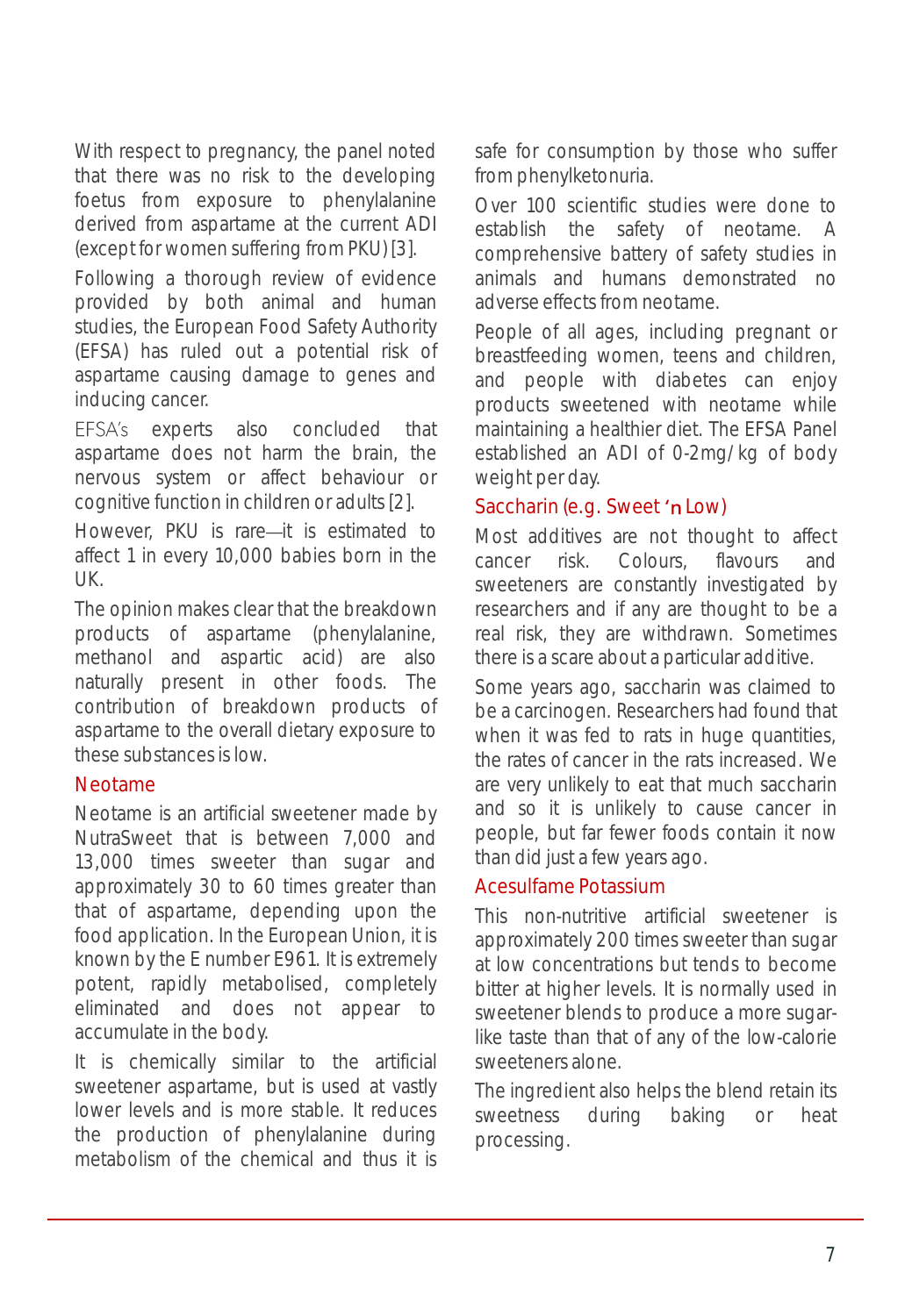With respect to pregnancy, the panel noted that there was no risk to the developing foetus from exposure to phenylalanine derived from aspartame at the current ADI (except for women suffering from PKU) [3].

Following a thorough review of evidence provided by both animal and human studies, the European Food Safety Authority (EFSA) has ruled out a potential risk of aspartame causing damage to genes and inducing cancer.

EFSA's experts also concluded that aspartame does not harm the brain, the nervous system or affect behaviour or cognitive function in children or adults [2].

However, PKU is rare—it is estimated to affect 1 in every 10,000 babies born in the UK.

The opinion makes clear that the breakdown products of aspartame (phenylalanine, methanol and aspartic acid) are also naturally present in other foods. The contribution of breakdown products of aspartame to the overall dietary exposure to these substances is low.

### Neotame

Neotame is an artificial sweetener made by NutraSweet that is between 7,000 and 13,000 times sweeter than sugar and approximately 30 to 60 times greater than that of aspartame, depending upon the food application. In the European Union, it is known by the E number E961. It is extremely potent, rapidly metabolised, completely eliminated and does not appear to accumulate in the body.

It is chemically similar to the artificial sweetener aspartame, but is used at vastly lower levels and is more stable. It reduces the production of phenylalanine during metabolism of the chemical and thus it is safe for consumption by those who suffer from phenylketonuria.

Over 100 scientific studies were done to establish the safety of neotame. A comprehensive battery of safety studies in animals and humans demonstrated no adverse effects from neotame.

People of all ages, including pregnant or breastfeeding women, teens and children, and people with diabetes can enjoy products sweetened with neotame while maintaining a healthier diet. The EFSA Panel established an ADI of 0-2mg/kg of body weight per day.

### Saccharin (e.g. Sweet 'n Low)

Most additives are not thought to affect cancer risk. Colours, flavours and sweeteners are constantly investigated by researchers and if any are thought to be a real risk, they are withdrawn. Sometimes there is a scare about a particular additive.

Some years ago, saccharin was claimed to be a carcinogen. Researchers had found that when it was fed to rats in huge quantities, the rates of cancer in the rats increased. We are very unlikely to eat that much saccharin and so it is unlikely to cause cancer in people, but far fewer foods contain it now than did just a few years ago.

### Acesulfame Potassium

This non-nutritive artificial sweetener is approximately 200 times sweeter than sugar at low concentrations but tends to become bitter at higher levels. It is normally used in sweetener blends to produce a more sugar-like taste than that of any of the low-calorie sweeteners alone.

The ingredient also helps the blend retain its sweetness during baking or heat processing.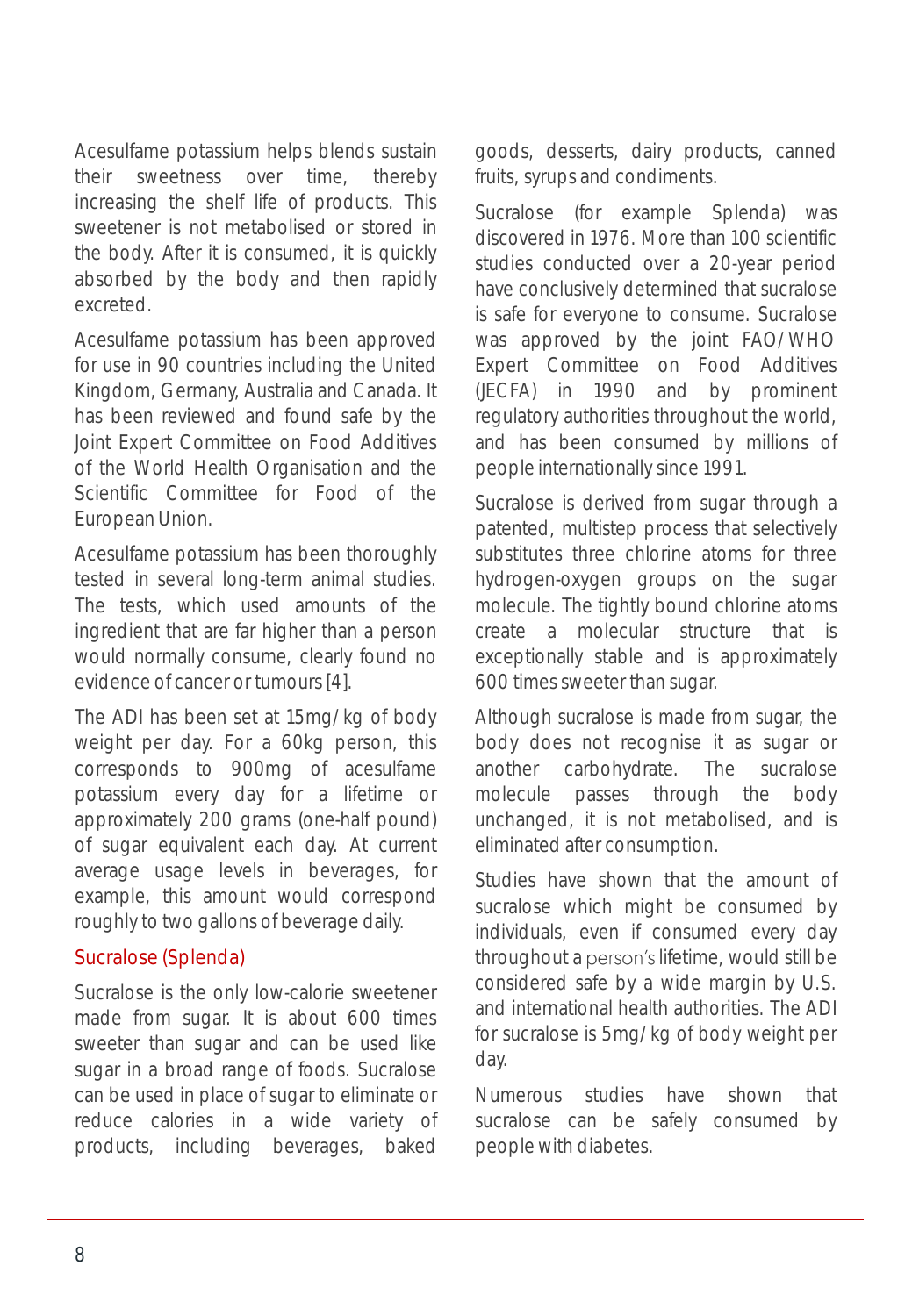Acesulfame potassium helps blends sustain their sweetness over time, thereby increasing the shelf life of products. This sweetener is not metabolised or stored in the body. After it is consumed, it is quickly absorbed by the body and then rapidly excreted.

Acesulfame potassium has been approved for use in 90 countries including the United Kingdom, Germany, Australia and Canada. It has been reviewed and found safe by the Joint Expert Committee on Food Additives of the World Health Organisation and the Scientific Committee for Food of the European Union.

Acesulfame potassium has been thoroughly tested in several long-term animal studies. The tests, which used amounts of the ingredient that are far higher than a person would normally consume, clearly found no evidence of cancer or tumours [4].

The ADI has been set at 15mg/kg of body weight per day. For a 60kg person, this corresponds to 900mg of acesulfame potassium every day for a lifetime or approximately 200 grams (one-half pound) of sugar equivalent each day. At current average usage levels in beverages, for example, this amount would correspond roughly to two gallons of beverage daily.

## Sucralose (Splenda)

Sucralose is the only low-calorie sweetener made from sugar. It is about 600 times sweeter than sugar and can be used like sugar in a broad range of foods. Sucralose can be used in place of sugar to eliminate or reduce calories in a wide variety of products, including beverages, baked goods, desserts, dairy products, canned fruits, syrups and condiments.

Sucralose (for example Splenda) was discovered in 1976. More than 100 scientific studies conducted over a 20-year period have conclusively determined that sucralose is safe for everyone to consume. Sucralose was approved by the joint FAO/WHO Expert Committee on Food Additives (JECFA) in 1990 and by prominent regulatory authorities throughout the world, and has been consumed by millions of people internationally since 1991.

Sucralose is derived from sugar through a patented, multistep process that selectively substitutes three chlorine atoms for three hydrogen-oxygen groups on the sugar molecule. The tightly bound chlorine atoms create a molecular structure that is exceptionally stable and is approximately 600 times sweeter than sugar.

Although sucralose is made from sugar, the body does not recognise it as sugar or another carbohydrate. The sucralose molecule passes through the body unchanged, it is not metabolised, and is eliminated after consumption.

Studies have shown that the amount of sucralose which might be consumed by individuals, even if consumed every day throughout a person's lifetime, would still be considered safe by a wide margin by U.S. and international health authorities. The ADI for sucralose is 5mg/kg of body weight per day.

Numerous studies have shown that sucralose can be safely consumed by people with diabetes.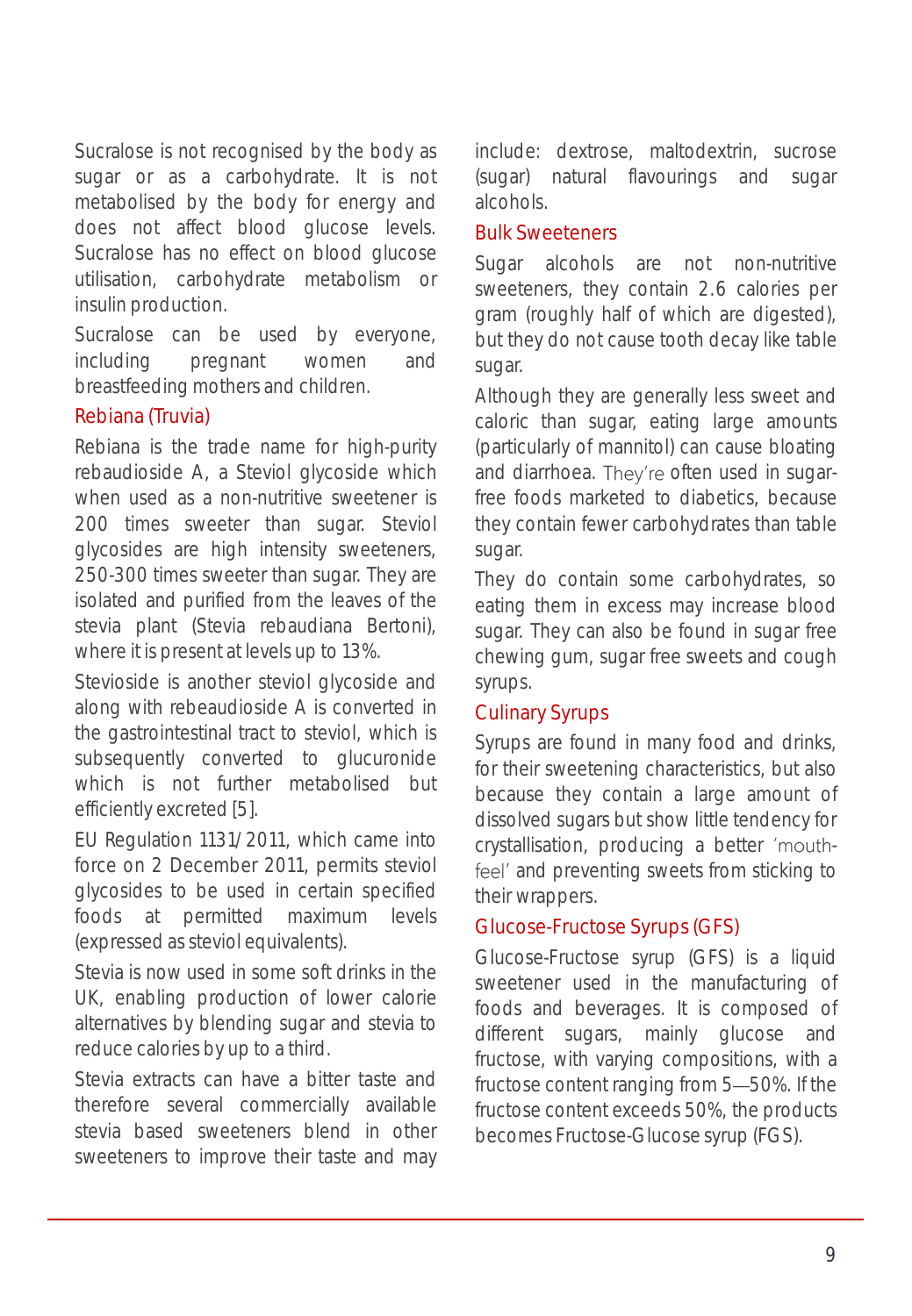Sucralose is not recognised by the body as sugar or as a carbohydrate. It is not metabolised by the body for energy and does not affect blood glucose levels. Sucralose has no effect on blood glucose utilisation, carbohydrate metabolism or insulin production.

Sucralose can be used by everyone, including pregnant women and breastfeeding mothers and children.

### Rebiana (Truvia)

Rebiana is the trade name for high-purity rebaudioside A, a Steviol glycoside which when used as a non-nutritive sweetener is 200 times sweeter than sugar. Steviol glycosides are high intensity sweeteners, 250-300 times sweeter than sugar. They are isolated and purified from the leaves of the stevia plant (Stevia rebaudiana Bertoni), where it is present at levels up to 13%.

Stevioside is another steviol glycoside and along with rebeaudioside A is converted in the gastrointestinal tract to steviol, which is subsequently converted to glucuronide which is not further metabolised but efficiently excreted [5].

EU Regulation 1131/2011, which came into force on 2 December 2011, permits steviol glycosides to be used in certain specified foods at permitted maximum levels (expressed as steviol equivalents).

Stevia is now used in some soft drinks in the UK, enabling production of lower calorie alternatives by blending sugar and stevia to reduce calories by up to a third.

Stevia extracts can have a bitter taste and therefore several commercially available stevia based sweeteners blend in other sweeteners to improve their taste and may include: dextrose, maltodextrin, sucrose (sugar) natural flavourings and sugar alcohols.

### Bulk Sweeteners

Sugar alcohols are not non-nutritive sweeteners, they contain 2.6 calories per gram (roughly half of which are digested), but they do not cause tooth decay like table sugar.

Although they are generally less sweet and caloric than sugar, eating large amounts (particularly of mannitol) can cause bloating and diarrhoea. They're often used in sugar-free foods marketed to diabetics, because they contain fewer carbohydrates than table sugar.

They do contain some carbohydrates, so eating them in excess may increase blood sugar. They can also be found in sugar free chewing gum, sugar free sweets and cough syrups.

### Culinary Syrups

Syrups are found in many food and drinks, for their sweetening characteristics, but also because they contain a large amount of dissolved sugars but show little tendency for crystallisation, producing a better 'mouth-feel' and preventing sweets from sticking to their wrappers.

### Glucose-Fructose Syrups (GFS)

Glucose-Fructose syrup (GFS) is a liquid sweetener used in the manufacturing of foods and beverages. It is composed of different sugars, mainly glucose and fructose, with varying compositions, with a fructose content ranging from 5—50%. If the fructose content exceeds 50%, the products becomes Fructose-Glucose syrup (FGS).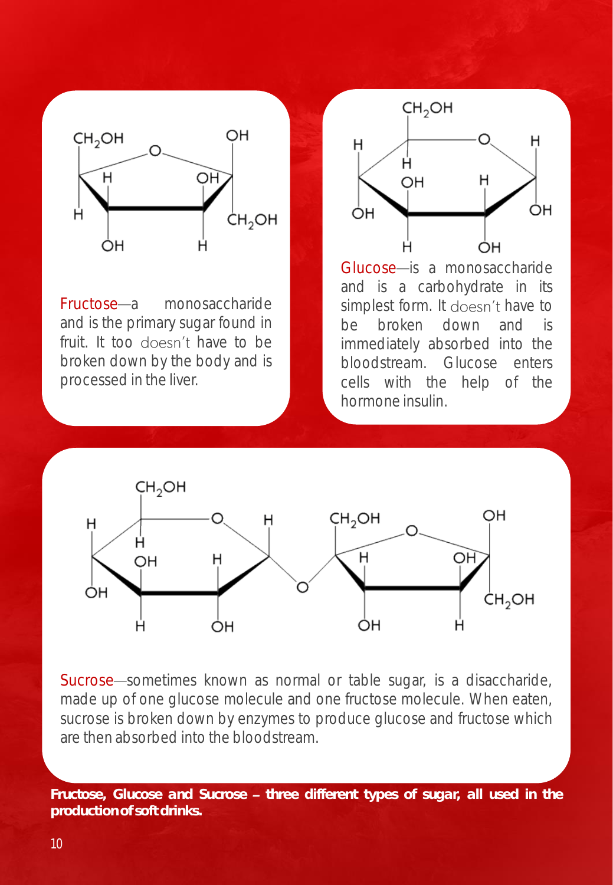Fructose—a monosaccharide and is the primary sugar found in fruit. It too doesn't have to be broken down by the body and is processed in the liver.

Glucose—is a monosaccharide and is a carbohydrate in its simplest form. It doesn't have to be broken down and is immediately absorbed into the bloodstream. Glucose enters cells with the help of the hormone insulin.

Sucrose—sometimes known as normal or table sugar, is a disaccharide, made up of one glucose molecule and one fructose molecule. When eaten, sucrose is broken down by enzymes to produce glucose and fructose which are then absorbed into the bloodstream.

**Fructose, Glucose and Sucrose – three different types of sugar, all used in the production of soft drinks.**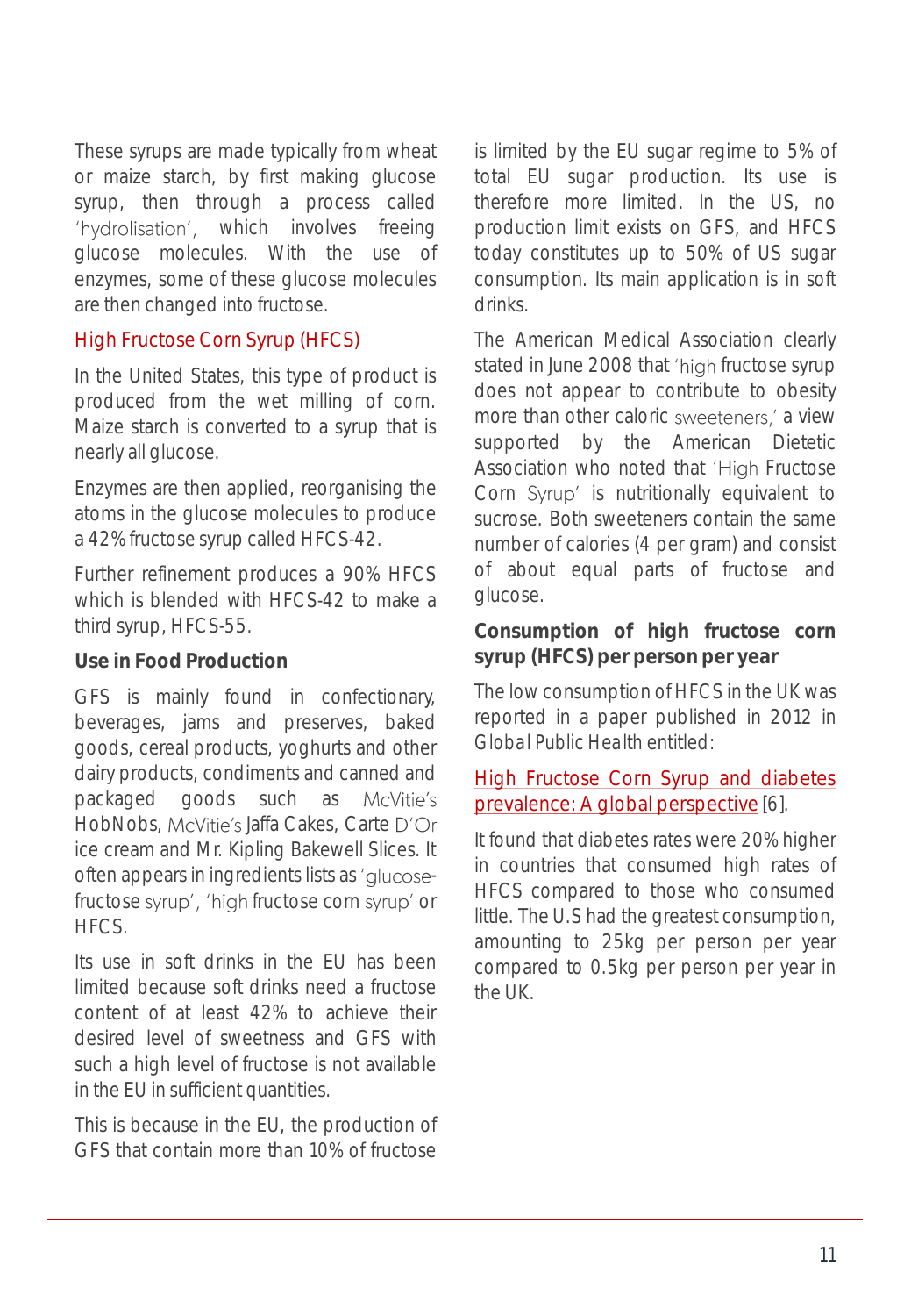These syrups are made typically from wheat or maize starch, by first making glucose syrup, then through a process called 'hydrolisation', which involves freeing glucose molecules. With the use of enzymes, some of these glucose molecules are then changed into fructose.

## High Fructose Corn Syrup (HFCS)

In the United States, this type of product is produced from the wet milling of corn. Maize starch is converted to a syrup that is nearly all glucose.

Enzymes are then applied, reorganising the atoms in the glucose molecules to produce a 42% fructose syrup called HFCS-42.

Further refinement produces a 90% HFCS which is blended with HFCS-42 to make a third syrup, HFCS-55.

### Use in Food Production

GFS is mainly found in confectionary, beverages, jams and preserves, baked goods, cereal products, yoghurts and other dairy products, condiments and canned and packaged goods such as McVitie's HobNobs, McVitie's Jaffa Cakes, Carte D'Or ice cream and Mr. Kipling Bakewell Slices. It often appears in ingredients lists as 'glucose-fructose syrup', 'high fructose corn syrup' or HFCS.

Its use in soft drinks in the EU has been limited because soft drinks need a fructose content of at least 42% to achieve their desired level of sweetness and GFS with such a high level of fructose is not available in the EU in sufficient quantities.

This is because in the EU, the production of GFS that contain more than 10% of fructose is limited by the EU sugar regime to 5% of total EU sugar production. Its use is therefore more limited. In the US, no production limit exists on GFS, and HFCS today constitutes up to 50% of US sugar consumption. Its main application is in soft drinks.

The American Medical Association clearly stated in June 2008 that 'high fructose syrup does not appear to contribute to obesity more than other caloric sweeteners,' a view supported by the American Dietetic Association who noted that 'High Fructose Corn Syrup' is nutritionally equivalent to sucrose. Both sweeteners contain the same number of calories (4 per gram) and consist of about equal parts of fructose and glucose.

### Consumption of high fructose corn syrup (HFCS) per person per year

The low consumption of HFCS in the UK was reported in a paper published in 2012 in Global Public Health entitled:

High Fructose Corn Syrup and diabetes prevalence: A global perspective [6].

It found that diabetes rates were 20% higher in countries that consumed high rates of HFCS compared to those who consumed little. The U.S had the greatest consumption, amounting to 25kg per person per year compared to 0.5kg per person per year in the UK.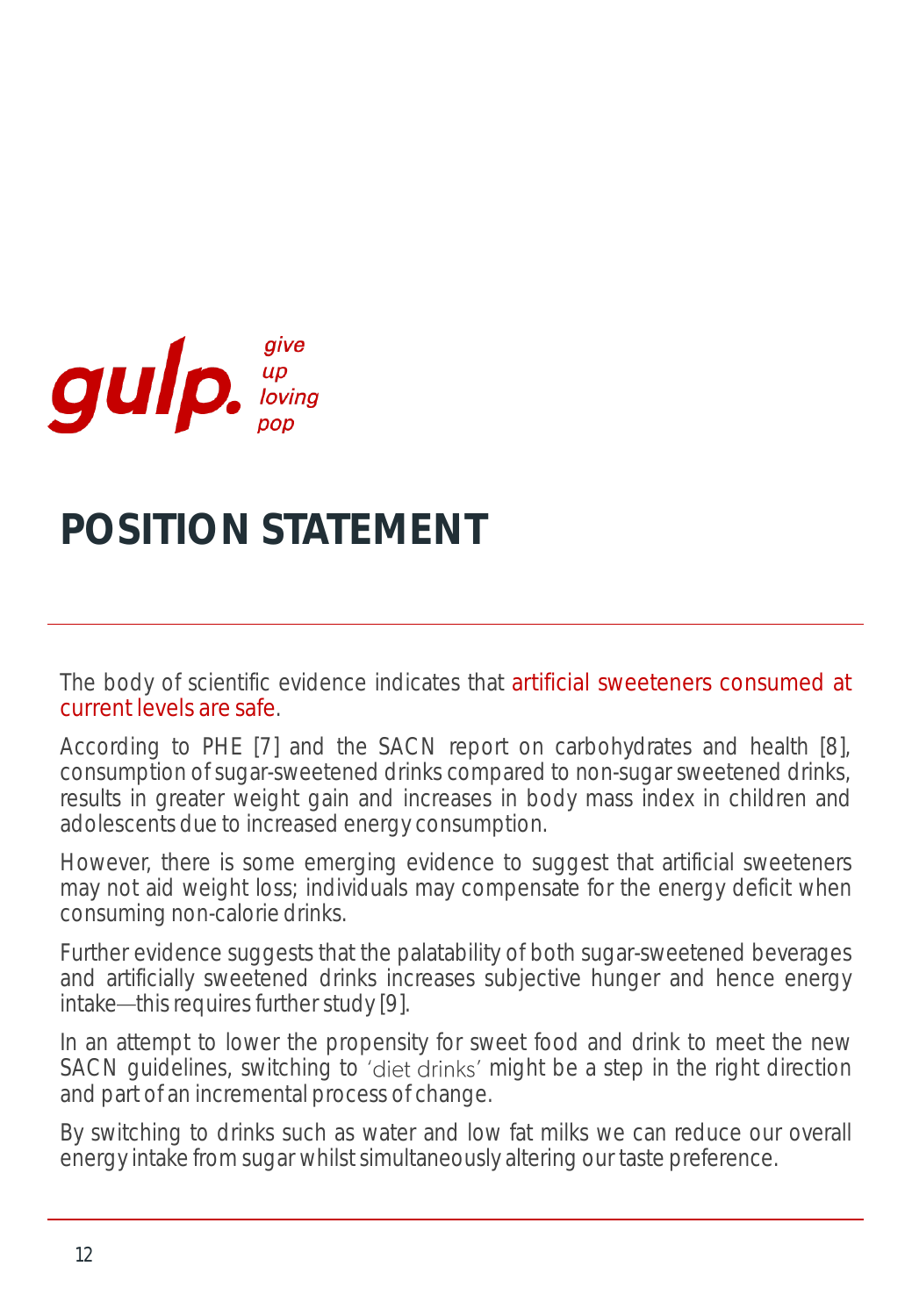gulp. give up loving pop

# POSITION STATEMENT

The body of scientific evidence indicates that artificial sweeteners consumed at current levels are safe.

According to PHE [7] and the SACN report on carbohydrates and health [8], consumption of sugar-sweetened drinks compared to non-sugar sweetened drinks, results in greater weight gain and increases in body mass index in children and adolescents due to increased energy consumption.

However, there is some emerging evidence to suggest that artificial sweeteners may not aid weight loss; individuals may compensate for the energy deficit when consuming non-calorie drinks.

Further evidence suggests that the palatability of both sugar-sweetened beverages and artificially sweetened drinks increases subjective hunger and hence energy intake—this requires further study [9].

In an attempt to lower the propensity for sweet food and drink to meet the new SACN guidelines, switching to 'diet drinks' might be a step in the right direction and part of an incremental process of change.

By switching to drinks such as water and low fat milks we can reduce our overall energy intake from sugar whilst simultaneously altering our taste preference.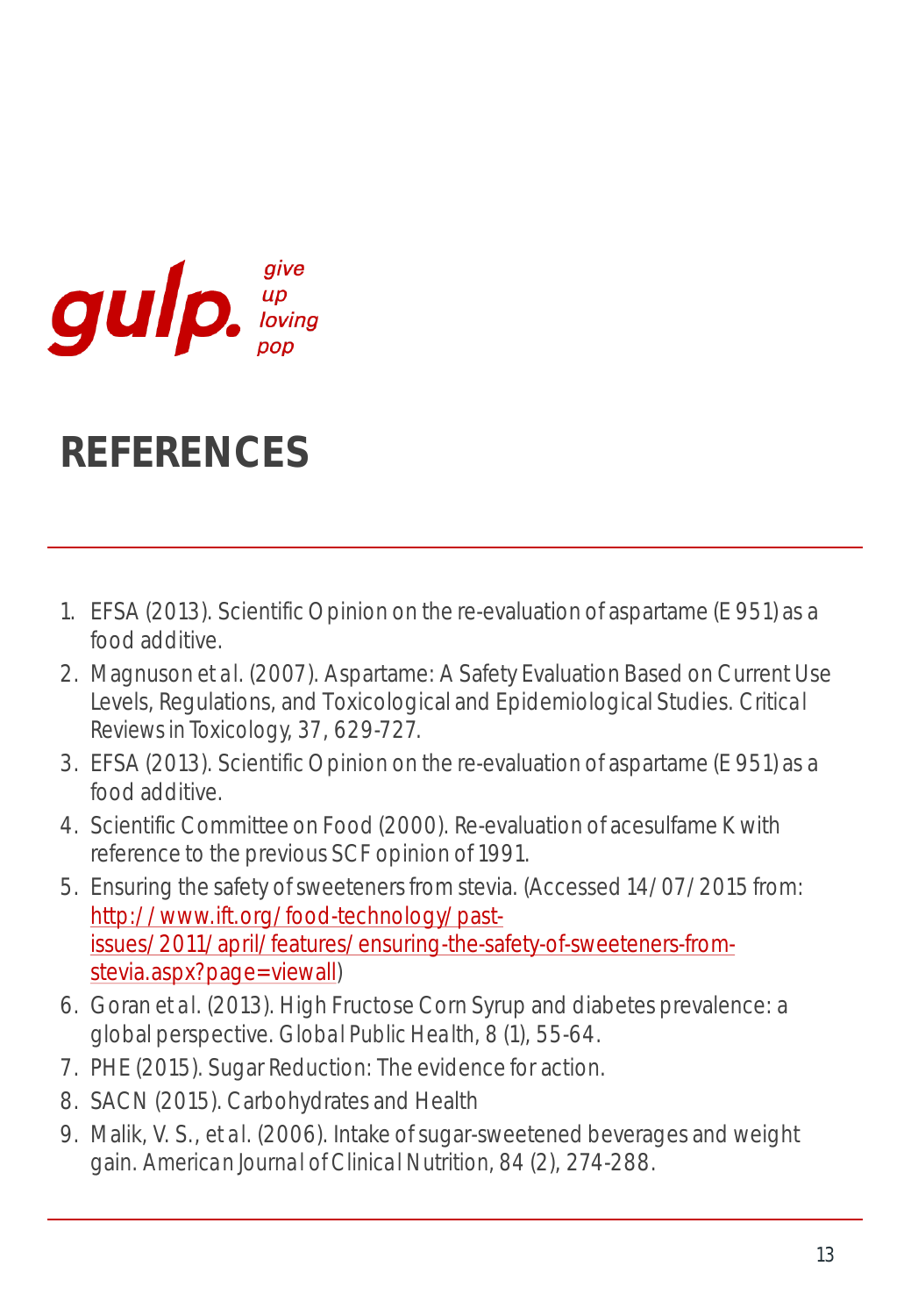gulp. give up loving pop

# REFERENCES

1. EFSA (2013). Scientific Opinion on the re-evaluation of aspartame (E 951) as a food additive.
2. Magnuson *et al.* (2007). Aspartame: A Safety Evaluation Based on Current Use Levels, Regulations, and Toxicological and Epidemiological Studies. *Critical Reviews in Toxicology*, 37, 629-727.
3. EFSA (2013). Scientific Opinion on the re-evaluation of aspartame (E 951) as a food additive.
4. Scientific Committee on Food (2000). Re-evaluation of acesulfame K with reference to the previous SCF opinion of 1991.
5. Ensuring the safety of sweeteners from stevia. (Accessed 14/07/2015 from: http://www.ift.org/food-technology/past-issues/2011/april/features/ensuring-the-safety-of-sweeteners-from-stevia.aspx?page=viewall)
6. Goran *et al.* (2013). High Fructose Corn Syrup and diabetes prevalence: a global perspective. *Global Public Health*, 8 (1), 55-64.
7. PHE (2015). Sugar Reduction: The evidence for action.
8. SACN (2015). Carbohydrates and Health
9. Malik, V. S., *et al.* (2006). Intake of sugar-sweetened beverages and weight gain. *American Journal of Clinical Nutrition*, 84 (2), 274-288.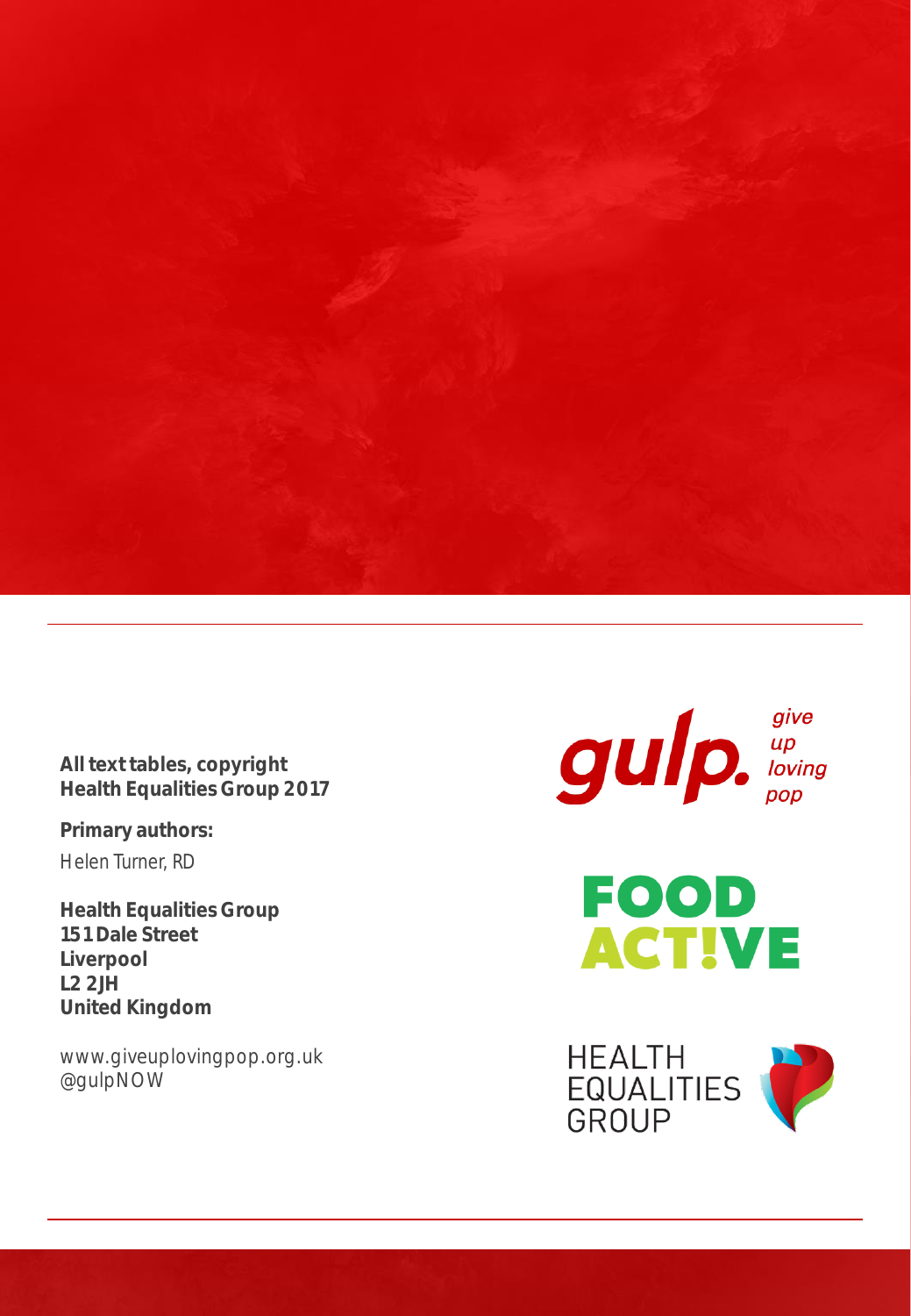**All text tables, copyright**
**Health Equalities Group 2017**

**Primary authors:**

Helen Turner, RD

**Health Equalities Group**
**151 Dale Street**
**Liverpool**
**L2 2JH**
**United Kingdom**

www.giveuplovingpop.org.uk
@gulpNOW

gulp. *give up loving pop*

FOOD ACT!VE

HEALTH EQUALITIES GROUP